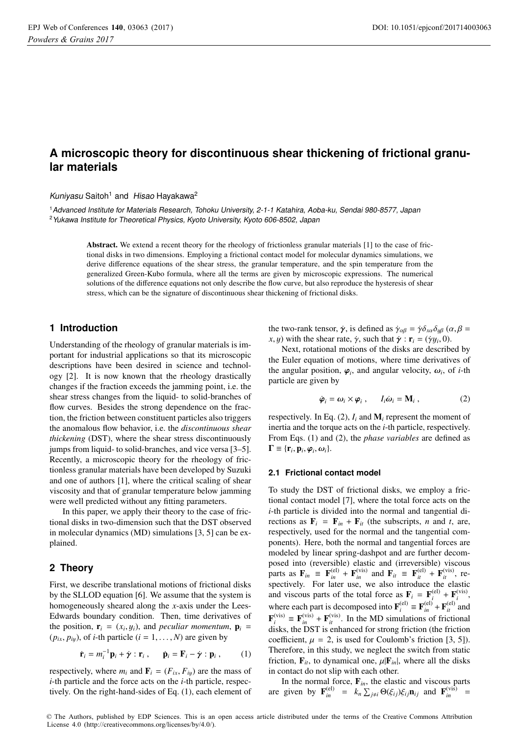# A microscopic theory for discontinuous shear thickening of frictional granular materials

*Kuniyasu* Saitoh[1] and *Hisao* Hayakawa[2]

[1]Advanced Institute for Materials Research, Tohoku University, 2-1-1 Katahira, Aoba-ku, Sendai 980-8577, Japan
[2]Yukawa Institute for Theoretical Physics, Kyoto University, Kyoto 606-8502, Japan

**Abstract.** We extend a recent theory for the rheology of frictionless granular materials [1] to the case of frictional disks in two dimensions. Employing a frictional contact model for molecular dynamics simulations, we derive difference equations of the shear stress, the granular temperature, and the spin temperature from the generalized Green-Kubo formula, where all the terms are given by microscopic expressions. The numerical solutions of the difference equations not only describe the flow curve, but also reproduce the hysteresis of shear stress, which can be the signature of discontinuous shear thickening of frictional disks.

## 1 Introduction

Understanding of the rheology of granular materials is important for industrial applications so that its microscopic descriptions have been desired in science and technology [2]. It is now known that the rheology drastically changes if the fraction exceeds the jamming point, i.e. the shear stress changes from the liquid- to solid-branches of flow curves. Besides the strong dependence on the fraction, the friction between constituent particles also triggers the anomalous flow behavior, i.e. the *discontinuous shear thickening* (DST), where the shear stress discontinuously jumps from liquid- to solid-branches, and vice versa [3–5]. Recently, a microscopic theory for the rheology of frictionless granular materials have been developed by Suzuki and one of authors [1], where the critical scaling of shear viscosity and that of granular temperature below jamming were well predicted without any fitting parameters.

In this paper, we apply their theory to the case of frictional disks in two-dimension such that the DST observed in molecular dynamics (MD) simulations [3, 5] can be explained.

## 2 Theory

First, we describe translational motions of frictional disks by the SLLOD equation [6]. We assume that the system is homogeneously sheared along the $x$-axis under the Lees-Edwards boundary condition. Then, time derivatives of the position, $\mathbf{r}_i = (x_i, y_i)$, and *peculiar momentum*, $\mathbf{p}_i = (p_{ix}, p_{iy})$, of $i$-th particle ($i = 1, \ldots, N$) are given by

$$\dot{\mathbf{r}}_i = m_i^{-1}\mathbf{p}_i + \dot{\boldsymbol{\gamma}} : \mathbf{r}_i \,, \qquad \dot{\mathbf{p}}_i = \mathbf{F}_i - \dot{\boldsymbol{\gamma}} : \mathbf{p}_i \,, \tag{1}$$

respectively, where $m_i$ and $\mathbf{F}_i = (F_{ix}, F_{iy})$ are the mass of $i$-th particle and the force acts on the $i$-th particle, respectively. On the right-hand-sides of Eq. (1), each element of the two-rank tensor, $\dot{\boldsymbol{\gamma}}$, is defined as $\dot{\gamma}_{\alpha\beta} = \dot{\gamma}\delta_{x\alpha}\delta_{y\beta}$ ($\alpha, \beta = x, y$) with the shear rate, $\dot{\gamma}$, such that $\dot{\boldsymbol{\gamma}} : \mathbf{r}_i = (\dot{\gamma} y_i, 0)$.

Next, rotational motions of the disks are described by the Euler equation of motions, where time derivatives of the angular position, $\boldsymbol{\varphi}_i$, and angular velocity, $\boldsymbol{\omega}_i$, of $i$-th particle are given by

$$\dot{\boldsymbol{\varphi}}_i = \boldsymbol{\omega}_i \times \boldsymbol{\varphi}_i \,, \qquad I_i \dot{\boldsymbol{\omega}}_i = \mathbf{M}_i \,, \tag{2}$$

respectively. In Eq. (2), $I_i$ and $\mathbf{M}_i$ represent the moment of inertia and the torque acts on the $i$-th particle, respectively. From Eqs. (1) and (2), the *phase variables* are defined as $\boldsymbol{\Gamma} \equiv \{\mathbf{r}_i, \mathbf{p}_i, \boldsymbol{\varphi}_i, \boldsymbol{\omega}_i\}$.

### 2.1 Frictional contact model

To study the DST of frictional disks, we employ a frictional contact model [7], where the total force acts on the $i$-th particle is divided into the normal and tangential directions as $\mathbf{F}_i = \mathbf{F}_{in} + \mathbf{F}_{it}$ (the subscripts, $n$ and $t$, are, respectively, used for the normal and the tangential components). Here, both the normal and tangential forces are modeled by linear spring-dashpot and are further decomposed into (reversible) elastic and (irreversible) viscous parts as $\mathbf{F}_{in} \equiv \mathbf{F}_{in}^{(\mathrm{el})} + \mathbf{F}_{in}^{(\mathrm{vis})}$ and $\mathbf{F}_{it} \equiv \mathbf{F}_{it}^{(\mathrm{el})} + \mathbf{F}_{it}^{(\mathrm{vis})}$, respectively. For later use, we also introduce the elastic and viscous parts of the total force as $\mathbf{F}_i = \mathbf{F}_i^{(\mathrm{el})} + \mathbf{F}_i^{(\mathrm{vis})}$, where each part is decomposed into $\mathbf{F}_i^{(\mathrm{el})} \equiv \mathbf{F}_{in}^{(\mathrm{el})} + \mathbf{F}_{it}^{(\mathrm{el})}$ and $\mathbf{F}_i^{(\mathrm{vis})} \equiv \mathbf{F}_{in}^{(\mathrm{vis})} + \mathbf{F}_{it}^{(\mathrm{vis})}$. In the MD simulations of frictional disks, the DST is enhanced for strong friction (the friction coefficient, $\mu = 2$, is used for Coulomb's friction [3, 5]). Therefore, in this study, we neglect the switch from static friction, $\mathbf{F}_{it}$, to dynamical one, $\mu|\mathbf{F}_{in}|$, where all the disks in contact do not slip with each other.

In the normal force, $\mathbf{F}_{in}$, the elastic and viscous parts are given by $\mathbf{F}_{in}^{(\mathrm{el})} = k_n \sum_{j \neq i} \Theta(\xi_{ij})\xi_{ij}\mathbf{n}_{ij}$ and $\mathbf{F}_{in}^{(\mathrm{vis})} =$

© The Authors, published by EDP Sciences. This is an open access article distributed under the terms of the Creative Commons Attribution License 4.0 (http://creativecommons.org/licenses/by/4.0/).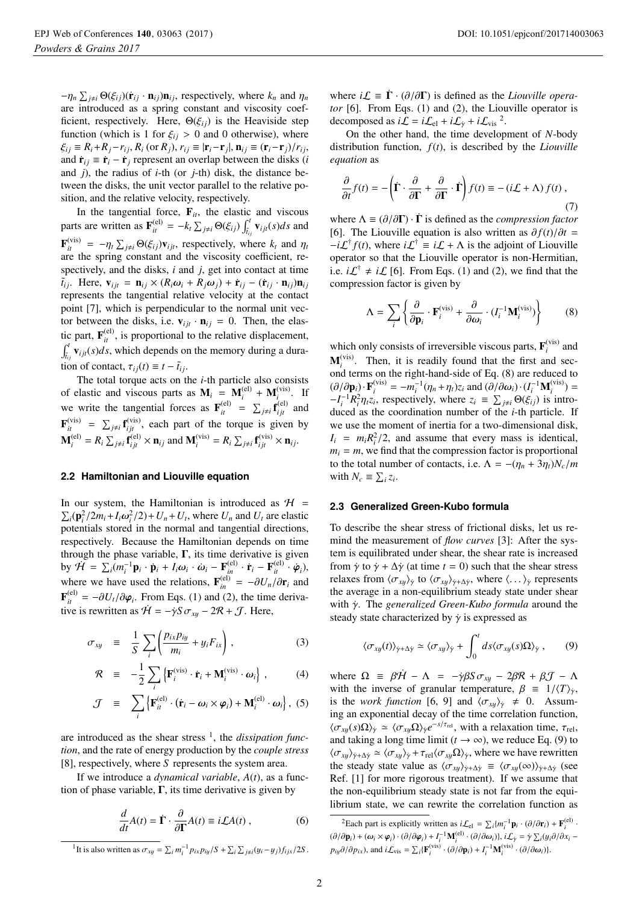$-\eta_n \sum_{j\neq i} \Theta(\xi_{ij})(\dot{\mathbf{r}}_{ij}\cdot\mathbf{n}_{ij})\mathbf{n}_{ij}$, respectively, where $k_n$ and $\eta_n$ are introduced as a spring constant and viscosity coefficient, respectively. Here, $\Theta(\xi_{ij})$ is the Heaviside step function (which is 1 for $\xi_{ij} > 0$ and 0 otherwise), where $\xi_{ij} \equiv R_i + R_j - r_{ij}$, $R_i$ (or $R_j$), $r_{ij} \equiv |\mathbf{r}_i - \mathbf{r}_j|$, $\mathbf{n}_{ij} \equiv (\mathbf{r}_i - \mathbf{r}_j)/r_{ij}$, and $\dot{\mathbf{r}}_{ij} \equiv \dot{\mathbf{r}}_i - \dot{\mathbf{r}}_j$ represent an overlap between the disks ($i$ and $j$), the radius of $i$-th (or $j$-th) disk, the distance between the disks, the unit vector parallel to the relative position, and the relative velocity, respectively.

In the tangential force, $\mathbf{F}_{it}$, the elastic and viscous parts are written as $\mathbf{F}_{it}^{(\mathrm{el})} = -k_t \sum_{j\neq i} \Theta(\xi_{ij}) \int_{\tilde{t}_{ij}}^{t} \mathbf{v}_{ijt}(s)ds$ and $\mathbf{F}_{it}^{(\mathrm{vis})} = -\eta_t \sum_{j\neq i} \Theta(\xi_{ij})\mathbf{v}_{ijt}$, respectively, where $k_t$ and $\eta_t$ are the spring constant and the viscosity coefficient, respectively, and the disks, $i$ and $j$, get into contact at time $\tilde{t}_{ij}$. Here, $\mathbf{v}_{ijt} = \mathbf{n}_{ij} \times (R_i\boldsymbol{\omega}_i + R_j\boldsymbol{\omega}_j) + \dot{\mathbf{r}}_{ij} - (\dot{\mathbf{r}}_{ij}\cdot\mathbf{n}_{ij})\mathbf{n}_{ij}$ represents the tangential relative velocity at the contact point [7], which is perpendicular to the normal unit vector between the disks, i.e. $\mathbf{v}_{ijt}\cdot\mathbf{n}_{ij} = 0$. Then, the elastic part, $\mathbf{F}_{it}^{(\mathrm{el})}$, is proportional to the relative displacement, $\int_{\tilde{t}_{ij}}^{t} \mathbf{v}_{ijt}(s)ds$, which depends on the memory during a duration of contact, $\tau_{ij}(t) \equiv t - \tilde{t}_{ij}$.

The total torque acts on the $i$-th particle also consists of elastic and viscous parts as $\mathbf{M}_i = \mathbf{M}_i^{(\mathrm{el})} + \mathbf{M}_i^{(\mathrm{vis})}$. If we write the tangential forces as $\mathbf{F}_{it}^{(\mathrm{el})} = \sum_{j\neq i} \mathbf{f}_{ijt}^{(\mathrm{el})}$ and $\mathbf{F}_{it}^{(\mathrm{vis})} = \sum_{j\neq i} \mathbf{f}_{ijt}^{(\mathrm{vis})}$, each part of the torque is given by $\mathbf{M}_i^{(\mathrm{el})} = R_i \sum_{j\neq i} \mathbf{f}_{ijt}^{(\mathrm{el})} \times \mathbf{n}_{ij}$ and $\mathbf{M}_i^{(\mathrm{vis})} = R_i \sum_{j\neq i} \mathbf{f}_{ijt}^{(\mathrm{vis})} \times \mathbf{n}_{ij}$.

### 2.2 Hamiltonian and Liouville equation

In our system, the Hamiltonian is introduced as $\mathcal{H} = \sum_i (\mathbf{p}_i^2/2m_i + I_i\omega_i^2/2) + U_n + U_t$, where $U_n$ and $U_t$ are elastic potentials stored in the normal and tangential directions, respectively. Because the Hamiltonian depends on time through the phase variable, $\boldsymbol{\Gamma}$, its time derivative is given by $\dot{\mathcal{H}} = \sum_i (m_i^{-1}\mathbf{p}_i\cdot\dot{\mathbf{p}}_i + I_i\boldsymbol{\omega}_i\cdot\dot{\boldsymbol{\omega}}_i - \mathbf{F}_{in}^{(\mathrm{el})}\cdot\dot{\mathbf{r}}_i - \mathbf{F}_{it}^{(\mathrm{el})}\cdot\dot{\boldsymbol{\varphi}}_i)$, where we have used the relations, $\mathbf{F}_{in}^{(\mathrm{el})} = -\partial U_n/\partial\mathbf{r}_i$ and $\mathbf{F}_{it}^{(\mathrm{el})} = -\partial U_t/\partial\boldsymbol{\varphi}_i$. From Eqs. (1) and (2), the time derivative is rewritten as $\dot{\mathcal{H}} = -\dot{\gamma}S\sigma_{xy} - 2\mathcal{R} + \mathcal{J}$. Here,

$$\sigma_{xy} \equiv \frac{1}{S}\sum_i \left(\frac{p_{ix}p_{iy}}{m_i} + y_i F_{ix}\right), \tag{3}$$

$$\mathcal{R} \equiv -\frac{1}{2}\sum_i \left\{\mathbf{F}_i^{(\mathrm{vis})}\cdot\dot{\mathbf{r}}_i + \mathbf{M}_i^{(\mathrm{vis})}\cdot\boldsymbol{\omega}_i\right\}, \tag{4}$$

$$\mathcal{J} \equiv \sum_i \left\{\mathbf{F}_{it}^{(\mathrm{el})}\cdot(\dot{\mathbf{r}}_i - \boldsymbol{\omega}_i\times\boldsymbol{\varphi}_i) + \mathbf{M}_i^{(\mathrm{el})}\cdot\boldsymbol{\omega}_i\right\}, \tag{5}$$

are introduced as the shear stress [1], the *dissipation function*, and the rate of energy production by the *couple stress* [8], respectively, where $S$ represents the system area.

If we introduce a *dynamical variable*, $A(t)$, as a function of phase variable, $\boldsymbol{\Gamma}$, its time derivative is given by

$$\frac{d}{dt}A(t) = \dot{\boldsymbol{\Gamma}}\cdot\frac{\partial}{\partial\boldsymbol{\Gamma}}A(t) \equiv i\mathcal{L}A(t), \tag{6}$$

where $i\mathcal{L} \equiv \dot{\boldsymbol{\Gamma}}\cdot(\partial/\partial\boldsymbol{\Gamma})$ is defined as the *Liouville operator* [6]. From Eqs. (1) and (2), the Liouville operator is decomposed as $i\mathcal{L} = i\mathcal{L}_{\mathrm{el}} + i\mathcal{L}_{\dot{\gamma}} + i\mathcal{L}_{\mathrm{vis}}$ [2].

On the other hand, the time development of $N$-body distribution function, $f(t)$, is described by the *Liouville equation* as

$$\frac{\partial}{\partial t}f(t) = -\left(\dot{\boldsymbol{\Gamma}}\cdot\frac{\partial}{\partial\boldsymbol{\Gamma}} + \frac{\partial}{\partial\boldsymbol{\Gamma}}\cdot\dot{\boldsymbol{\Gamma}}\right)f(t) \equiv -(i\mathcal{L} + \Lambda)f(t), \tag{7}$$

where $\Lambda \equiv (\partial/\partial\boldsymbol{\Gamma})\cdot\dot{\boldsymbol{\Gamma}}$ is defined as the *compression factor* [6]. The Liouville equation is also written as $\partial f(t)/\partial t = -i\mathcal{L}^\dagger f(t)$, where $i\mathcal{L}^\dagger \equiv i\mathcal{L} + \Lambda$ is the adjoint of Liouville operator so that the Liouville operator is non-Hermitian, i.e. $i\mathcal{L}^\dagger \neq i\mathcal{L}$ [6]. From Eqs. (1) and (2), we find that the compression factor is given by

$$\Lambda = \sum_i \left\{\frac{\partial}{\partial\mathbf{p}_i}\cdot\mathbf{F}_i^{(\mathrm{vis})} + \frac{\partial}{\partial\boldsymbol{\omega}_i}\cdot(I_i^{-1}\mathbf{M}_i^{(\mathrm{vis})})\right\} \tag{8}$$

which only consists of irreversible viscous parts, $\mathbf{F}_i^{(\mathrm{vis})}$ and $\mathbf{M}_i^{(\mathrm{vis})}$. Then, it is readily found that the first and second terms on the right-hand-side of Eq. (8) are reduced to $(\partial/\partial\mathbf{p}_i)\cdot\mathbf{F}_i^{(\mathrm{vis})} = -m_i^{-1}(\eta_n + \eta_t)z_i$ and $(\partial/\partial\boldsymbol{\omega}_i)\cdot(I_i^{-1}\mathbf{M}_i^{(\mathrm{vis})}) = -I_i^{-1}R_i^2\eta_t z_i$, respectively, where $z_i \equiv \sum_{j\neq i}\Theta(\xi_{ij})$ is introduced as the coordination number of the $i$-th particle. If we use the moment of inertia for a two-dimensional disk, $I_i = m_i R_i^2/2$, and assume that every mass is identical, $m_i = m$, we find that the compression factor is proportional to the total number of contacts, i.e. $\Lambda = -(\eta_n + 3\eta_t)N_c/m$ with $N_c \equiv \sum_i z_i$.

### 2.3 Generalized Green-Kubo formula

To describe the shear stress of frictional disks, let us remind the measurement of *flow curves* [3]: After the system is equilibrated under shear, the shear rate is increased from $\dot{\gamma}$ to $\dot{\gamma} + \Delta\dot{\gamma}$ (at time $t = 0$) such that the shear stress relaxes from $\langle\sigma_{xy}\rangle_{\dot{\gamma}}$ to $\langle\sigma_{xy}\rangle_{\dot{\gamma}+\Delta\dot{\gamma}}$, where $\langle\ldots\rangle_{\dot{\gamma}}$ represents the average in a non-equilibrium steady state under shear with $\dot{\gamma}$. The *generalized Green-Kubo formula* around the steady state characterized by $\dot{\gamma}$ is expressed as

$$\langle\sigma_{xy}(t)\rangle_{\dot{\gamma}+\Delta\dot{\gamma}} \simeq \langle\sigma_{xy}\rangle_{\dot{\gamma}} + \int_0^t ds \langle\sigma_{xy}(s)\Omega\rangle_{\dot{\gamma}}, \tag{9}$$

where $\Omega \equiv \beta\dot{\mathcal{H}} - \Lambda = -\dot{\gamma}\beta S\sigma_{xy} - 2\beta\mathcal{R} + \beta\mathcal{J} - \Lambda$ with the inverse of granular temperature, $\beta \equiv 1/\langle T\rangle_{\dot{\gamma}}$, is the *work function* [6, 9] and $\langle\sigma_{xy}\rangle_{\dot{\gamma}} \neq 0$. Assuming an exponential decay of the time correlation function, $\langle\sigma_{xy}(s)\Omega\rangle_{\dot{\gamma}} \simeq \langle\sigma_{xy}\Omega\rangle_{\dot{\gamma}} e^{-s/\tau_{\mathrm{rel}}}$, with a relaxation time, $\tau_{\mathrm{rel}}$, and taking a long time limit ($t \to \infty$), we reduce Eq. (9) to $\langle\sigma_{xy}\rangle_{\dot{\gamma}+\Delta\dot{\gamma}} \simeq \langle\sigma_{xy}\rangle_{\dot{\gamma}} + \tau_{\mathrm{rel}}\langle\sigma_{xy}\Omega\rangle_{\dot{\gamma}}$, where we have rewritten the steady state value as $\langle\sigma_{xy}\rangle_{\dot{\gamma}+\Delta\dot{\gamma}} \equiv \langle\sigma_{xy}(\infty)\rangle_{\dot{\gamma}+\Delta\dot{\gamma}}$ (see Ref. [1] for more rigorous treatment). If we assume that the non-equilibrium steady state is not far from the equilibrium state, we can rewrite the correlation function as

---

[1] It is also written as $\sigma_{xy} = \sum_i m_i^{-1}p_{ix}p_{iy}/S + \sum_i\sum_{j\neq i}(y_i - y_j)f_{ijx}/2S$.

[2] Each part is explicitly written as $i\mathcal{L}_{\mathrm{el}} = \sum_i \{m_i^{-1}\mathbf{p}_i\cdot(\partial/\partial\mathbf{r}_i) + \mathbf{F}_i^{(\mathrm{el})}\cdot(\partial/\partial\mathbf{p}_i) + (\boldsymbol{\omega}_i\times\boldsymbol{\varphi}_i)\cdot(\partial/\partial\boldsymbol{\varphi}_i) + I_i^{-1}\mathbf{M}_i^{(\mathrm{el})}\cdot(\partial/\partial\boldsymbol{\omega}_i)\}$, $i\mathcal{L}_{\dot{\gamma}} = \dot{\gamma}\sum_i(y_i\partial/\partial x_i - p_{iy}\partial/\partial p_{ix})$, and $i\mathcal{L}_{\mathrm{vis}} = \sum_i\{\mathbf{F}_i^{(\mathrm{vis})}\cdot(\partial/\partial\mathbf{p}_i) + I_i^{-1}\mathbf{M}_i^{(\mathrm{vis})}\cdot(\partial/\partial\boldsymbol{\omega}_i)\}$.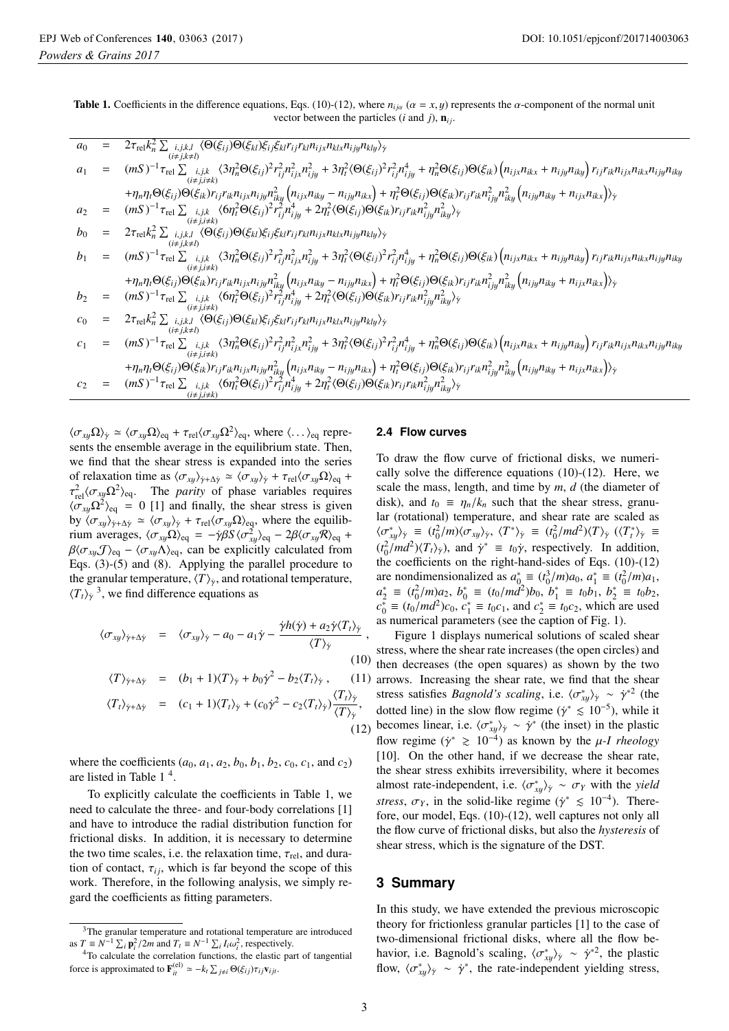**Table 1.** Coefficients in the difference equations, Eqs. (10)-(12), where $n_{ij\alpha}$ ($\alpha = x, y$) represents the $\alpha$-component of the normal unit vector between the particles ($i$ and $j$), $\mathbf{n}_{ij}$.

$$a_0 = 2\tau_{\rm rel}k_n^2 \sum_{\substack{i,j,k,l\\(i\neq j,k\neq l)}} \langle \Theta(\xi_{ij})\Theta(\xi_{kl})\xi_{ij}\xi_{kl}r_{ij}r_{kl}n_{ijx}n_{klx}n_{ijy}n_{kly}\rangle_{\dot\gamma}$$

$$\begin{aligned} a_1 = {}& (mS)^{-1}\tau_{\rm rel}\sum_{\substack{i,j,k\\(i\neq j,i\neq k)}} \langle 3\eta_n^2\Theta(\xi_{ij})^2 r_{ij}^2 n_{ijx}^2 n_{ijy}^2 + 3\eta_t^2\langle\Theta(\xi_{ij})^2 r_{ij}^2 n_{ijy}^4 + \eta_n^2\Theta(\xi_{ij})\Theta(\xi_{ik})\left(n_{ijx}n_{ikx}+n_{ijy}n_{iky}\right) r_{ij}r_{ik}n_{ijx}n_{ikx}n_{ijy}n_{iky} \\ &+\eta_n\eta_t\Theta(\xi_{ij})\Theta(\xi_{ik})r_{ij}r_{ik}n_{ijx}n_{ijy}n_{iky}^2\left(n_{ijx}n_{iky}-n_{ijy}n_{ikx}\right) + \eta_t^2\Theta(\xi_{ij})\Theta(\xi_{ik})r_{ij}r_{ik}n_{ijy}^2n_{iky}^2\left(n_{ijy}n_{iky}+n_{ijx}n_{ikx}\right)\rangle_{\dot\gamma}\end{aligned}$$

$$a_2 = (mS)^{-1}\tau_{\rm rel}\sum_{\substack{i,j,k\\(i\neq j,i\neq k)}} \langle 6\eta_t^2\Theta(\xi_{ij})^2 r_{ij}^2 n_{ijy}^4 + 2\eta_t^2\langle\Theta(\xi_{ij})\Theta(\xi_{ik})r_{ij}r_{ik}n_{ijy}^2n_{iky}^2\rangle_{\dot\gamma}$$

$$b_0 = 2\tau_{\rm rel}k_n^2 \sum_{\substack{i,j,k,l\\(i\neq j,k\neq l)}} \langle \Theta(\xi_{ij})\Theta(\xi_{kl})\xi_{ij}\xi_{kl}r_{ij}r_{kl}n_{ijx}n_{klx}n_{ijy}n_{kly}\rangle_{\dot\gamma}$$

$$\begin{aligned} b_1 = {}& (mS)^{-1}\tau_{\rm rel}\sum_{\substack{i,j,k\\(i\neq j,i\neq k)}} \langle 3\eta_n^2\Theta(\xi_{ij})^2 r_{ij}^2 n_{ijx}^2 n_{ijy}^2 + 3\eta_t^2\langle\Theta(\xi_{ij})^2 r_{ij}^2 n_{ijy}^4 + \eta_n^2\Theta(\xi_{ij})\Theta(\xi_{ik})\left(n_{ijx}n_{ikx}+n_{ijy}n_{iky}\right) r_{ij}r_{ik}n_{ijx}n_{ikx}n_{ijy}n_{iky} \\ &+\eta_n\eta_t\Theta(\xi_{ij})\Theta(\xi_{ik})r_{ij}r_{ik}n_{ijx}n_{ijy}n_{iky}^2\left(n_{ijx}n_{iky}-n_{ijy}n_{ikx}\right) + \eta_t^2\Theta(\xi_{ij})\Theta(\xi_{ik})r_{ij}r_{ik}n_{ijy}^2n_{iky}^2\left(n_{ijy}n_{iky}+n_{ijx}n_{ikx}\right)\rangle_{\dot\gamma}\end{aligned}$$

$$b_2 = (mS)^{-1}\tau_{\rm rel}\sum_{\substack{i,j,k\\(i\neq j,i\neq k)}} \langle 6\eta_t^2\Theta(\xi_{ij})^2 r_{ij}^2 n_{ijy}^4 + 2\eta_t^2\langle\Theta(\xi_{ij})\Theta(\xi_{ik})r_{ij}r_{ik}n_{ijy}^2n_{iky}^2\rangle_{\dot\gamma}$$

$$c_0 = 2\tau_{\rm rel}k_n^2 \sum_{\substack{i,j,k,l\\(i\neq j,k\neq l)}} \langle \Theta(\xi_{ij})\Theta(\xi_{kl})\xi_{ij}\xi_{kl}r_{ij}r_{kl}n_{ijx}n_{klx}n_{ijy}n_{kly}\rangle_{\dot\gamma}$$

$$\begin{aligned} c_1 = {}& (mS)^{-1}\tau_{\rm rel}\sum_{\substack{i,j,k\\(i\neq j,i\neq k)}} \langle 3\eta_n^2\Theta(\xi_{ij})^2 r_{ij}^2 n_{ijx}^2 n_{ijy}^2 + 3\eta_t^2\langle\Theta(\xi_{ij})^2 r_{ij}^2 n_{ijy}^4 + \eta_n^2\Theta(\xi_{ij})\Theta(\xi_{ik})\left(n_{ijx}n_{ikx}+n_{ijy}n_{iky}\right) r_{ij}r_{ik}n_{ijx}n_{ikx}n_{ijy}n_{iky} \\ &+\eta_n\eta_t\Theta(\xi_{ij})\Theta(\xi_{ik})r_{ij}r_{ik}n_{ijx}n_{ijy}n_{iky}^2\left(n_{ijx}n_{iky}-n_{ijy}n_{ikx}\right) + \eta_t^2\Theta(\xi_{ij})\Theta(\xi_{ik})r_{ij}r_{ik}n_{ijy}^2n_{iky}^2\left(n_{ijy}n_{iky}+n_{ijx}n_{ikx}\right)\rangle_{\dot\gamma}\end{aligned}$$

$$c_2 = (mS)^{-1}\tau_{\rm rel}\sum_{\substack{i,j,k\\(i\neq j,i\neq k)}} \langle 6\eta_t^2\Theta(\xi_{ij})^2 r_{ij}^2 n_{ijy}^4 + 2\eta_t^2\langle\Theta(\xi_{ij})\Theta(\xi_{ik})r_{ij}r_{ik}n_{ijy}^2n_{iky}^2\rangle_{\dot\gamma}$$

$\langle\sigma_{xy}\Omega\rangle_{\dot\gamma} \simeq \langle\sigma_{xy}\Omega\rangle_{\rm eq} + \tau_{\rm rel}\langle\sigma_{xy}\Omega^2\rangle_{\rm eq}$, where $\langle\dots\rangle_{\rm eq}$ represents the ensemble average in the equilibrium state. Then, we find that the shear stress is expanded into the series of relaxation time as $\langle\sigma_{xy}\rangle_{\dot\gamma+\Delta\dot\gamma} \simeq \langle\sigma_{xy}\rangle_{\dot\gamma} + \tau_{\rm rel}\langle\sigma_{xy}\Omega\rangle_{\rm eq} + \tau_{\rm rel}^2\langle\sigma_{xy}\Omega^2\rangle_{\rm eq}$. The *parity* of phase variables requires $\langle\sigma_{xy}\Omega^2\rangle_{\rm eq} = 0$ [1] and finally, the shear stress is given by $\langle\sigma_{xy}\rangle_{\dot\gamma+\Delta\dot\gamma} \simeq \langle\sigma_{xy}\rangle_{\dot\gamma} + \tau_{\rm rel}\langle\sigma_{xy}\Omega\rangle_{\rm eq}$, where the equilibrium averages, $\langle\sigma_{xy}\Omega\rangle_{\rm eq} = -\dot\gamma\beta S\langle\sigma_{xy}^2\rangle_{\rm eq} - 2\beta\langle\sigma_{xy}\mathcal{R}\rangle_{\rm eq} + \beta\langle\sigma_{xy}\mathcal{J}\rangle_{\rm eq} - \langle\sigma_{xy}\Lambda\rangle_{\rm eq}$, can be explicitly calculated from Eqs. (3)-(5) and (8). Applying the parallel procedure to the granular temperature, $\langle T\rangle_{\dot\gamma}$, and rotational temperature, $\langle T_t\rangle_{\dot\gamma}$ [3], we find difference equations as

$$\langle\sigma_{xy}\rangle_{\dot\gamma+\Delta\dot\gamma} = \langle\sigma_{xy}\rangle_{\dot\gamma} - a_0 - a_1\dot\gamma - \frac{\dot\gamma h(\dot\gamma) + a_2\dot\gamma\langle T_t\rangle_{\dot\gamma}}{\langle T\rangle_{\dot\gamma}}, \tag{10}$$

$$\langle T\rangle_{\dot\gamma+\Delta\dot\gamma} = (b_1+1)\langle T\rangle_{\dot\gamma} + b_0\dot\gamma^2 - b_2\langle T_t\rangle_{\dot\gamma}, \tag{11}$$

$$\langle T_t\rangle_{\dot\gamma+\Delta\dot\gamma} = (c_1+1)\langle T_t\rangle_{\dot\gamma} + (c_0\dot\gamma^2 - c_2\langle T_t\rangle_{\dot\gamma})\frac{\langle T_t\rangle_{\dot\gamma}}{\langle T\rangle_{\dot\gamma}}, \tag{12}$$

where the coefficients ($a_0$, $a_1$, $a_2$, $b_0$, $b_1$, $b_2$, $c_0$, $c_1$, and $c_2$) are listed in Table 1 [4].

To explicitly calculate the coefficients in Table 1, we need to calculate the three- and four-body correlations [1] and have to introduce the radial distribution function for frictional disks. In addition, it is necessary to determine the two time scales, i.e. the relaxation time, $\tau_{\rm rel}$, and duration of contact, $\tau_{ij}$, which is far beyond the scope of this work. Therefore, in the following analysis, we simply regard the coefficients as fitting parameters.

[3] The granular temperature and rotational temperature are introduced as $T \equiv N^{-1}\sum_i \mathbf{p}_i^2/2m$ and $T_t \equiv N^{-1}\sum_i I_i\omega_i^2$, respectively.

[4] To calculate the correlation functions, the elastic part of tangential force is approximated to $\mathbf{F}_{it}^{(\rm el)} \simeq -k_t\sum_{j\neq i}\Theta(\xi_{ij})\tau_{ij}\mathbf{v}_{ijt}$.

### 2.4 Flow curves

To draw the flow curve of frictional disks, we numerically solve the difference equations (10)-(12). Here, we scale the mass, length, and time by $m$, $d$ (the diameter of disk), and $t_0 \equiv \eta_n/k_n$ such that the shear stress, granular (rotational) temperature, and shear rate are scaled as $\langle\sigma_{xy}^*\rangle_{\dot\gamma} \equiv (t_0^2/m)\langle\sigma_{xy}\rangle_{\dot\gamma}$, $\langle T^*\rangle_{\dot\gamma} \equiv (t_0^2/md^2)\langle T\rangle_{\dot\gamma}$ ($\langle T_t^*\rangle_{\dot\gamma} \equiv (t_0^2/md^2)\langle T_t\rangle_{\dot\gamma}$), and $\dot\gamma^* \equiv t_0\dot\gamma$, respectively. In addition, the coefficients on the right-hand-sides of Eqs. (10)-(12) are nondimensionalized as $a_0^* \equiv (t_0^3/m)a_0$, $a_1^* \equiv (t_0^2/m)a_1$, $a_2^* \equiv (t_0^2/m)a_2$, $b_0^* \equiv (t_0/md^2)b_0$, $b_1^* \equiv t_0b_1$, $b_2^* \equiv t_0b_2$, $c_0^* \equiv (t_0/md^2)c_0$, $c_1^* \equiv t_0c_1$, and $c_2^* \equiv t_0c_2$, which are used as numerical parameters (see the caption of Fig. 1).

Figure 1 displays numerical solutions of scaled shear stress, where the shear rate increases (the open circles) and then decreases (the open squares) as shown by the two arrows. Increasing the shear rate, we find that the shear stress satisfies *Bagnold's scaling*, i.e. $\langle\sigma_{xy}^*\rangle_{\dot\gamma} \sim \dot\gamma^{*2}$ (the dotted line) in the slow flow regime ($\dot\gamma^* \lesssim 10^{-5}$), while it becomes linear, i.e. $\langle\sigma_{xy}^*\rangle_{\dot\gamma} \sim \dot\gamma^*$ (the inset) in the plastic flow regime ($\dot\gamma^* \gtrsim 10^{-4}$) as known by the *μ-I rheology* [10]. On the other hand, if we decrease the shear rate, the shear stress exhibits irreversibility, where it becomes almost rate-independent, i.e. $\langle\sigma_{xy}^*\rangle_{\dot\gamma} \sim \sigma_Y$ with the *yield stress*, $\sigma_Y$, in the solid-like regime ($\dot\gamma^* \lesssim 10^{-4}$). Therefore, our model, Eqs. (10)-(12), well captures not only all the flow curve of frictional disks, but also the *hysteresis* of shear stress, which is the signature of the DST.

## 3 Summary

In this study, we have extended the previous microscopic theory for frictionless granular particles [1] to the case of two-dimensional frictional disks, where all the flow behavior, i.e. Bagnold's scaling, $\langle\sigma_{xy}^*\rangle_{\dot\gamma} \sim \dot\gamma^{*2}$, the plastic flow, $\langle\sigma_{xy}^*\rangle_{\dot\gamma} \sim \dot\gamma^*$, the rate-independent yielding stress,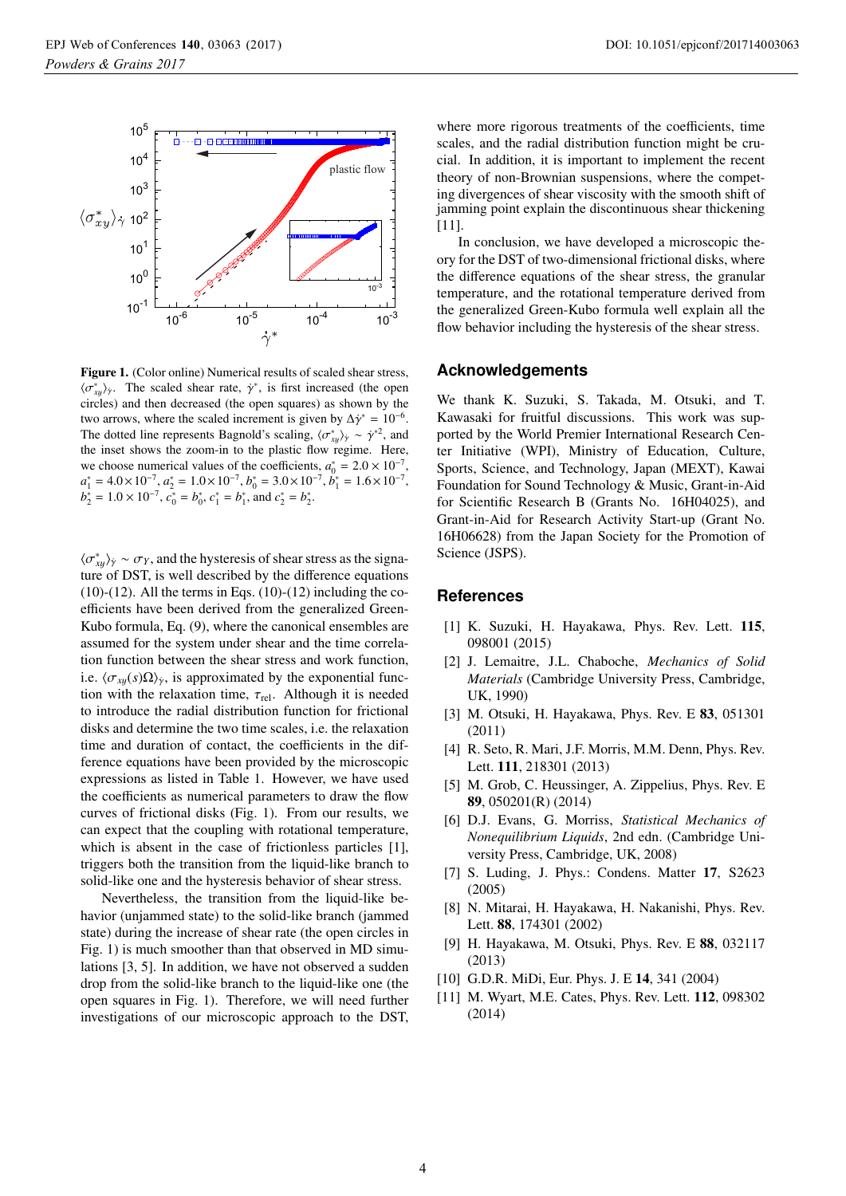$10^5$
$10^4$
$10^3$
$\langle\sigma^*_{xy}\rangle_{\dot\gamma}$ $10^2$
$10^1$
$10^0$
$10^{-1}$
plastic flow
$10^{-3}$
$10^{-6}$ $10^{-5}$ $10^{-4}$ $10^{-3}$
$\dot\gamma^*$

**Figure 1.** (Color online) Numerical results of scaled shear stress, $\langle\sigma^*_{xy}\rangle_{\dot\gamma}$. The scaled shear rate, $\dot\gamma^*$, is first increased (the open circles) and then decreased (the open squares) as shown by the two arrows, where the scaled increment is given by $\Delta\dot\gamma^* = 10^{-6}$. The dotted line represents Bagnold's scaling, $\langle\sigma^*_{xy}\rangle_{\dot\gamma} \sim \dot\gamma^{*2}$, and the inset shows the zoom-in to the plastic flow regime. Here, we choose numerical values of the coefficients, $a^*_0 = 2.0\times10^{-7}$, $a^*_1 = 4.0\times10^{-7}$, $a^*_2 = 1.0\times10^{-7}$, $b^*_0 = 3.0\times10^{-7}$, $b^*_1 = 1.6\times10^{-7}$, $b^*_2 = 1.0\times10^{-7}$, $c^*_0 = b^*_0$, $c^*_1 = b^*_1$, and $c^*_2 = b^*_2$.

$\langle\sigma^*_{xy}\rangle_{\dot\gamma} \sim \sigma_Y$, and the hysteresis of shear stress as the signature of DST, is well described by the difference equations (10)-(12). All the terms in Eqs. (10)-(12) including the coefficients have been derived from the generalized Green-Kubo formula, Eq. (9), where the canonical ensembles are assumed for the system under shear and the time correlation function between the shear stress and work function, i.e. $\langle\sigma_{xy}(s)\Omega\rangle_{\dot\gamma}$, is approximated by the exponential function with the relaxation time, $\tau_{\mathrm{rel}}$. Although it is needed to introduce the radial distribution function for frictional disks and determine the two time scales, i.e. the relaxation time and duration of contact, the coefficients in the difference equations have been provided by the microscopic expressions as listed in Table 1. However, we have used the coefficients as numerical parameters to draw the flow curves of frictional disks (Fig. 1). From our results, we can expect that the coupling with rotational temperature, which is absent in the case of frictionless particles [1], triggers both the transition from the liquid-like branch to solid-like one and the hysteresis behavior of shear stress.

Nevertheless, the transition from the liquid-like behavior (unjammed state) to the solid-like branch (jammed state) during the increase of shear rate (the open circles in Fig. 1) is much smoother than that observed in MD simulations [3, 5]. In addition, we have not observed a sudden drop from the solid-like branch to the liquid-like one (the open squares in Fig. 1). Therefore, we will need further investigations of our microscopic approach to the DST, where more rigorous treatments of the coefficients, time scales, and the radial distribution function might be crucial. In addition, it is important to implement the recent theory of non-Brownian suspensions, where the competing divergences of shear viscosity with the smooth shift of jamming point explain the discontinuous shear thickening [11].

In conclusion, we have developed a microscopic theory for the DST of two-dimensional frictional disks, where the difference equations of the shear stress, the granular temperature, and the rotational temperature derived from the generalized Green-Kubo formula well explain all the flow behavior including the hysteresis of the shear stress.

## Acknowledgements

We thank K. Suzuki, S. Takada, M. Otsuki, and T. Kawasaki for fruitful discussions. This work was supported by the World Premier International Research Center Initiative (WPI), Ministry of Education, Culture, Sports, Science, and Technology, Japan (MEXT), Kawai Foundation for Sound Technology & Music, Grant-in-Aid for Scientific Research B (Grants No. 16H04025), and Grant-in-Aid for Research Activity Start-up (Grant No. 16H06628) from the Japan Society for the Promotion of Science (JSPS).

## References

[1] K. Suzuki, H. Hayakawa, Phys. Rev. Lett. **115**, 098001 (2015)
[2] J. Lemaitre, J.L. Chaboche, *Mechanics of Solid Materials* (Cambridge University Press, Cambridge, UK, 1990)
[3] M. Otsuki, H. Hayakawa, Phys. Rev. E **83**, 051301 (2011)
[4] R. Seto, R. Mari, J.F. Morris, M.M. Denn, Phys. Rev. Lett. **111**, 218301 (2013)
[5] M. Grob, C. Heussinger, A. Zippelius, Phys. Rev. E **89**, 050201(R) (2014)
[6] D.J. Evans, G. Morriss, *Statistical Mechanics of Nonequilibrium Liquids*, 2nd edn. (Cambridge University Press, Cambridge, UK, 2008)
[7] S. Luding, J. Phys.: Condens. Matter **17**, S2623 (2005)
[8] N. Mitarai, H. Hayakawa, H. Nakanishi, Phys. Rev. Lett. **88**, 174301 (2002)
[9] H. Hayakawa, M. Otsuki, Phys. Rev. E **88**, 032117 (2013)
[10] G.D.R. MiDi, Eur. Phys. J. E **14**, 341 (2004)
[11] M. Wyart, M.E. Cates, Phys. Rev. Lett. **112**, 098302 (2014)